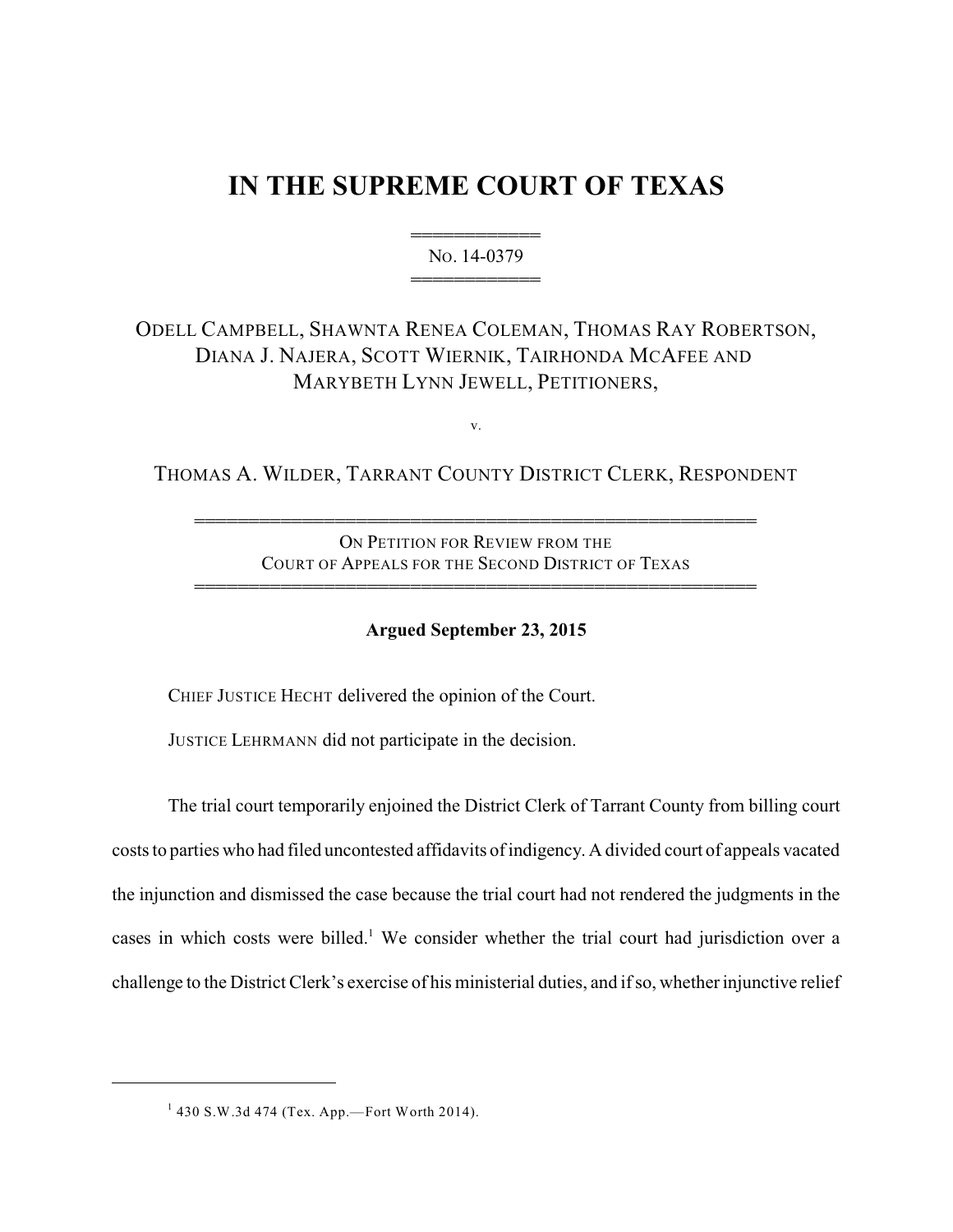# IN THE SUPREME COURT OF TEXAS

════════════
No. 14-0379
════════════

ODELL CAMPBELL, SHAWNTA RENEA COLEMAN, THOMAS RAY ROBERTSON, DIANA J. NAJERA, SCOTT WIERNIK, TAIRHONDA MCAFEE AND MARYBETH LYNN JEWELL, PETITIONERS,

v.

THOMAS A. WILDER, TARRANT COUNTY DISTRICT CLERK, RESPONDENT

══════════════════════════════════════════════
ON PETITION FOR REVIEW FROM THE COURT OF APPEALS FOR THE SECOND DISTRICT OF TEXAS
══════════════════════════════════════════════

**Argued September 23, 2015**

CHIEF JUSTICE HECHT delivered the opinion of the Court.

JUSTICE LEHRMANN did not participate in the decision.

The trial court temporarily enjoined the District Clerk of Tarrant County from billing court costs to parties who had filed uncontested affidavits of indigency. A divided court of appeals vacated the injunction and dismissed the case because the trial court had not rendered the judgments in the cases in which costs were billed.[1] We consider whether the trial court had jurisdiction over a challenge to the District Clerk's exercise of his ministerial duties, and if so, whether injunctive relief

---

[1] 430 S.W.3d 474 (Tex. App.—Fort Worth 2014).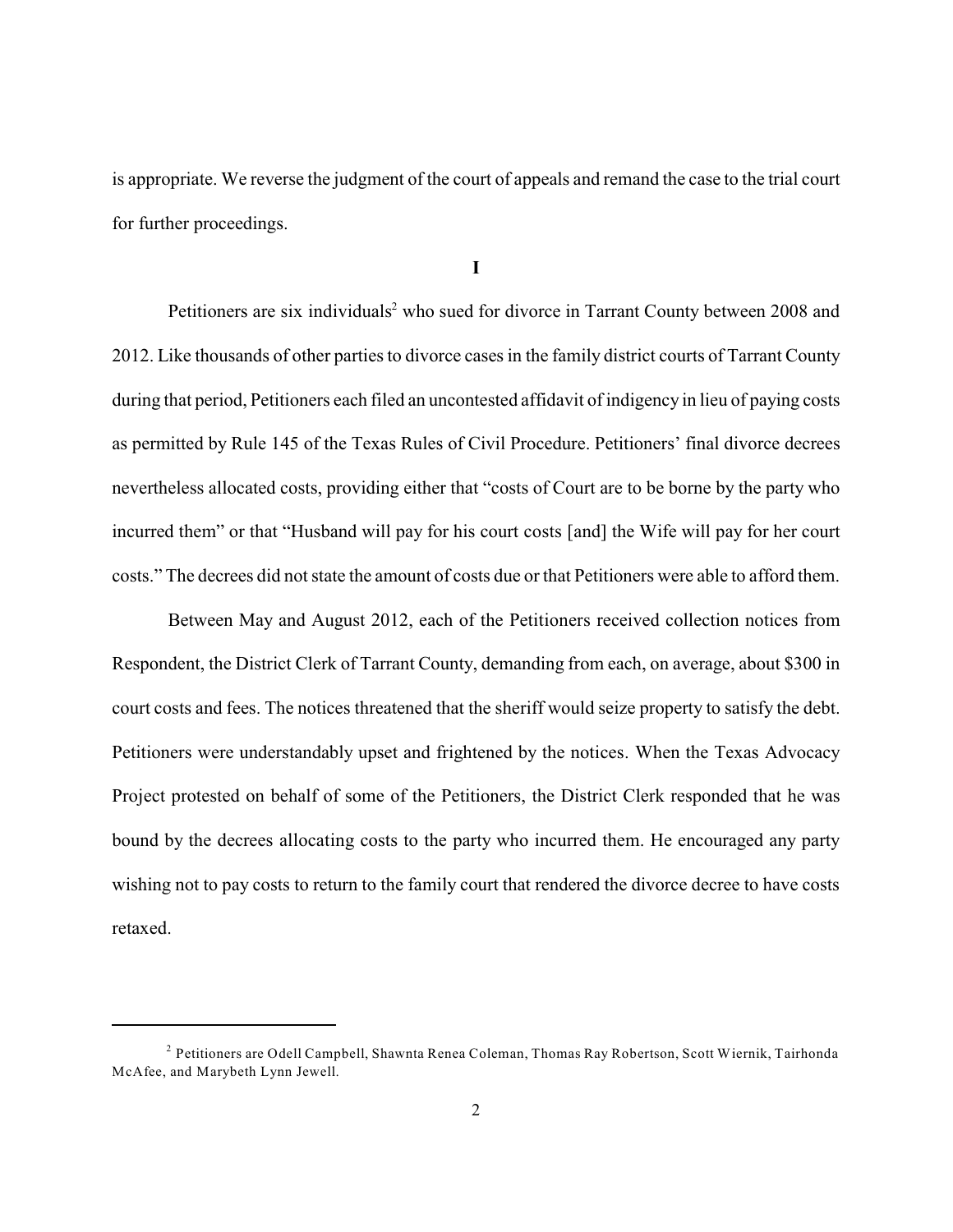is appropriate. We reverse the judgment of the court of appeals and remand the case to the trial court for further proceedings.

## I

Petitioners are six individuals[2] who sued for divorce in Tarrant County between 2008 and 2012. Like thousands of other parties to divorce cases in the family district courts of Tarrant County during that period, Petitioners each filed an uncontested affidavit of indigency in lieu of paying costs as permitted by Rule 145 of the Texas Rules of Civil Procedure. Petitioners' final divorce decrees nevertheless allocated costs, providing either that "costs of Court are to be borne by the party who incurred them" or that "Husband will pay for his court costs [and] the Wife will pay for her court costs." The decrees did not state the amount of costs due or that Petitioners were able to afford them.

Between May and August 2012, each of the Petitioners received collection notices from Respondent, the District Clerk of Tarrant County, demanding from each, on average, about $300 in court costs and fees. The notices threatened that the sheriff would seize property to satisfy the debt. Petitioners were understandably upset and frightened by the notices. When the Texas Advocacy Project protested on behalf of some of the Petitioners, the District Clerk responded that he was bound by the decrees allocating costs to the party who incurred them. He encouraged any party wishing not to pay costs to return to the family court that rendered the divorce decree to have costs retaxed.

---

[2] Petitioners are Odell Campbell, Shawnta Renea Coleman, Thomas Ray Robertson, Scott Wiernik, Tairhonda McAfee, and Marybeth Lynn Jewell.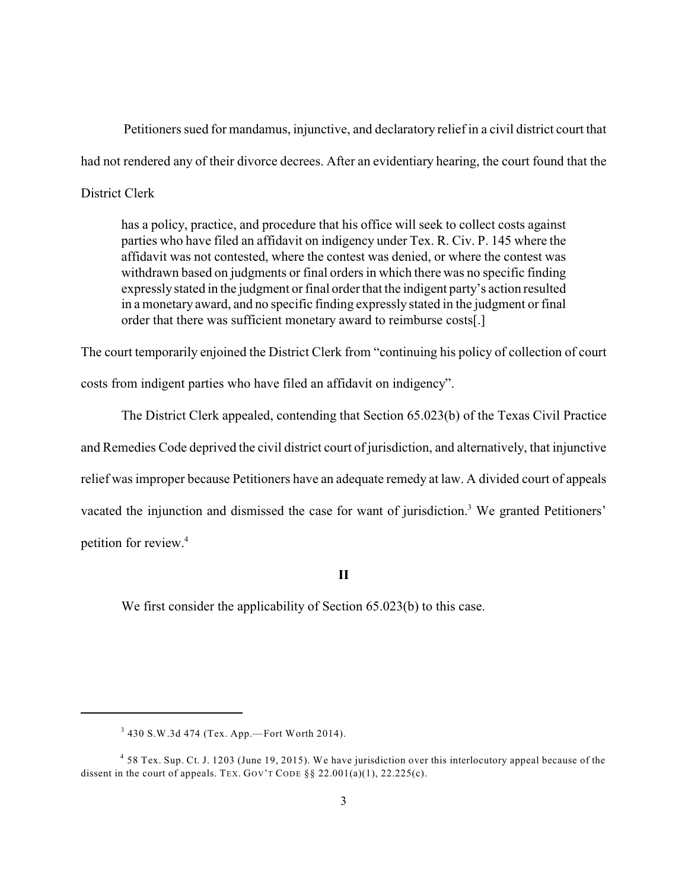Petitioners sued for mandamus, injunctive, and declaratory relief in a civil district court that had not rendered any of their divorce decrees. After an evidentiary hearing, the court found that the District Clerk

> has a policy, practice, and procedure that his office will seek to collect costs against parties who have filed an affidavit on indigency under Tex. R. Civ. P. 145 where the affidavit was not contested, where the contest was denied, or where the contest was withdrawn based on judgments or final orders in which there was no specific finding expressly stated in the judgment or final order that the indigent party's action resulted in a monetary award, and no specific finding expressly stated in the judgment or final order that there was sufficient monetary award to reimburse costs[.]

The court temporarily enjoined the District Clerk from "continuing his policy of collection of court costs from indigent parties who have filed an affidavit on indigency".

The District Clerk appealed, contending that Section 65.023(b) of the Texas Civil Practice and Remedies Code deprived the civil district court of jurisdiction, and alternatively, that injunctive relief was improper because Petitioners have an adequate remedy at law. A divided court of appeals vacated the injunction and dismissed the case for want of jurisdiction.[3] We granted Petitioners' petition for review.[4]

## II

We first consider the applicability of Section 65.023(b) to this case.

---

[3] 430 S.W.3d 474 (Tex. App.—Fort Worth 2014).

[4] 58 Tex. Sup. Ct. J. 1203 (June 19, 2015). We have jurisdiction over this interlocutory appeal because of the dissent in the court of appeals. TEX. GOV'T CODE §§ 22.001(a)(1), 22.225(c).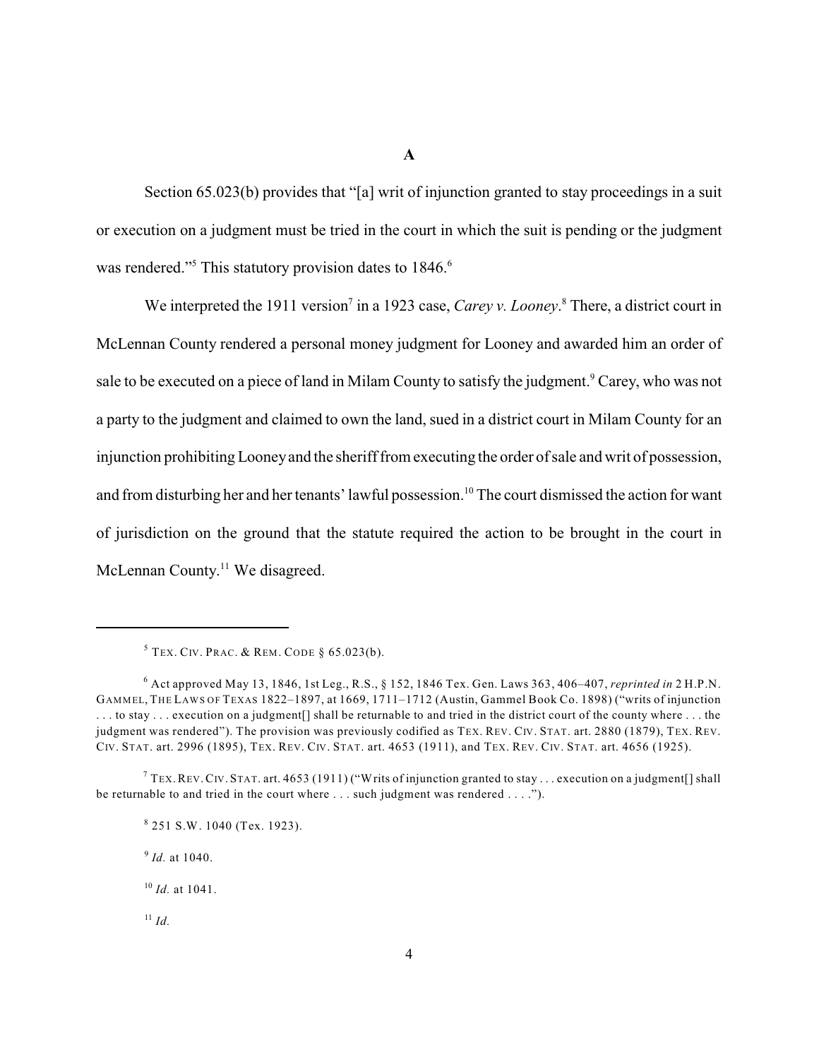### A

Section 65.023(b) provides that "[a] writ of injunction granted to stay proceedings in a suit or execution on a judgment must be tried in the court in which the suit is pending or the judgment was rendered."[5] This statutory provision dates to 1846.[6]

We interpreted the 1911 version[7] in a 1923 case, *Carey v. Looney*.[8] There, a district court in McLennan County rendered a personal money judgment for Looney and awarded him an order of sale to be executed on a piece of land in Milam County to satisfy the judgment.[9] Carey, who was not a party to the judgment and claimed to own the land, sued in a district court in Milam County for an injunction prohibiting Looney and the sheriff from executing the order of sale and writ of possession, and from disturbing her and her tenants' lawful possession.[10] The court dismissed the action for want of jurisdiction on the ground that the statute required the action to be brought in the court in McLennan County.[11] We disagreed.

---

[5] TEX. CIV. PRAC. & REM. CODE § 65.023(b).

[6] Act approved May 13, 1846, 1st Leg., R.S., § 152, 1846 Tex. Gen. Laws 363, 406–407, *reprinted in* 2 H.P.N. GAMMEL, THE LAWS OF TEXAS 1822–1897, at 1669, 1711–1712 (Austin, Gammel Book Co. 1898) ("writs of injunction . . . to stay . . . execution on a judgment[] shall be returnable to and tried in the district court of the county where . . . the judgment was rendered"). The provision was previously codified as TEX. REV. CIV. STAT. art. 2880 (1879), TEX. REV. CIV. STAT. art. 2996 (1895), TEX. REV. CIV. STAT. art. 4653 (1911), and TEX. REV. CIV. STAT. art. 4656 (1925).

[7] TEX. REV. CIV. STAT. art. 4653 (1911) ("Writs of injunction granted to stay . . . execution on a judgment[] shall be returnable to and tried in the court where . . . such judgment was rendered . . . .").

[8] 251 S.W. 1040 (Tex. 1923).

[9] *Id.* at 1040.

[10] *Id.* at 1041.

[11] *Id.*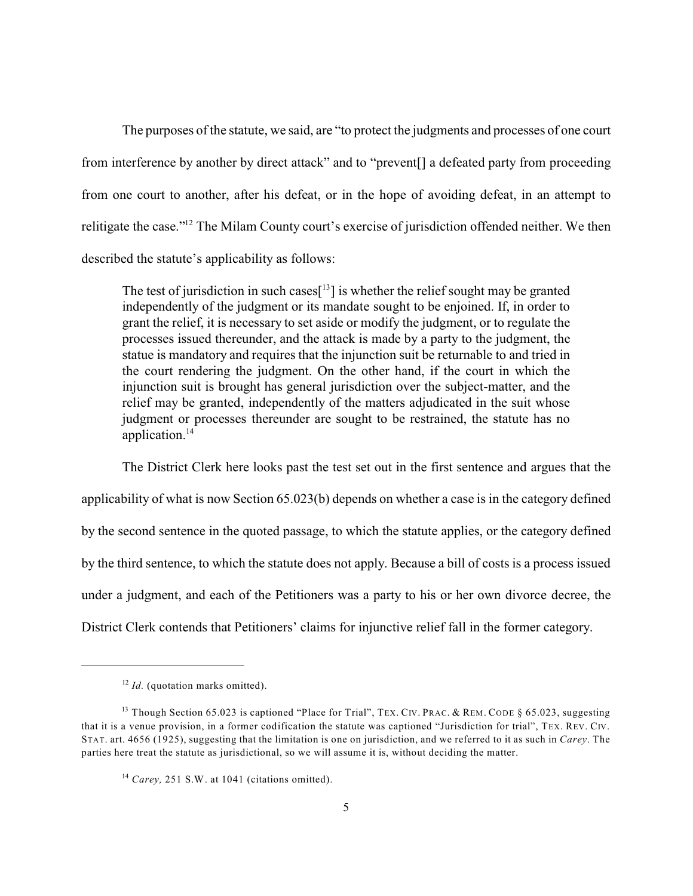The purposes of the statute, we said, are "to protect the judgments and processes of one court from interference by another by direct attack" and to "prevent[] a defeated party from proceeding from one court to another, after his defeat, or in the hope of avoiding defeat, in an attempt to relitigate the case."[12] The Milam County court's exercise of jurisdiction offended neither. We then described the statute's applicability as follows:

> The test of jurisdiction in such cases[[13]] is whether the relief sought may be granted independently of the judgment or its mandate sought to be enjoined. If, in order to grant the relief, it is necessary to set aside or modify the judgment, or to regulate the processes issued thereunder, and the attack is made by a party to the judgment, the statue is mandatory and requires that the injunction suit be returnable to and tried in the court rendering the judgment. On the other hand, if the court in which the injunction suit is brought has general jurisdiction over the subject-matter, and the relief may be granted, independently of the matters adjudicated in the suit whose judgment or processes thereunder are sought to be restrained, the statute has no application.[14]

The District Clerk here looks past the test set out in the first sentence and argues that the applicability of what is now Section 65.023(b) depends on whether a case is in the category defined by the second sentence in the quoted passage, to which the statute applies, or the category defined by the third sentence, to which the statute does not apply. Because a bill of costs is a process issued under a judgment, and each of the Petitioners was a party to his or her own divorce decree, the District Clerk contends that Petitioners' claims for injunctive relief fall in the former category.

---

[12] *Id.* (quotation marks omitted).

[13] Though Section 65.023 is captioned "Place for Trial", TEX. CIV. PRAC. & REM. CODE § 65.023, suggesting that it is a venue provision, in a former codification the statute was captioned "Jurisdiction for trial", TEX. REV. CIV. STAT. art. 4656 (1925), suggesting that the limitation is one on jurisdiction, and we referred to it as such in *Carey*. The parties here treat the statute as jurisdictional, so we will assume it is, without deciding the matter.

[14] *Carey,* 251 S.W. at 1041 (citations omitted).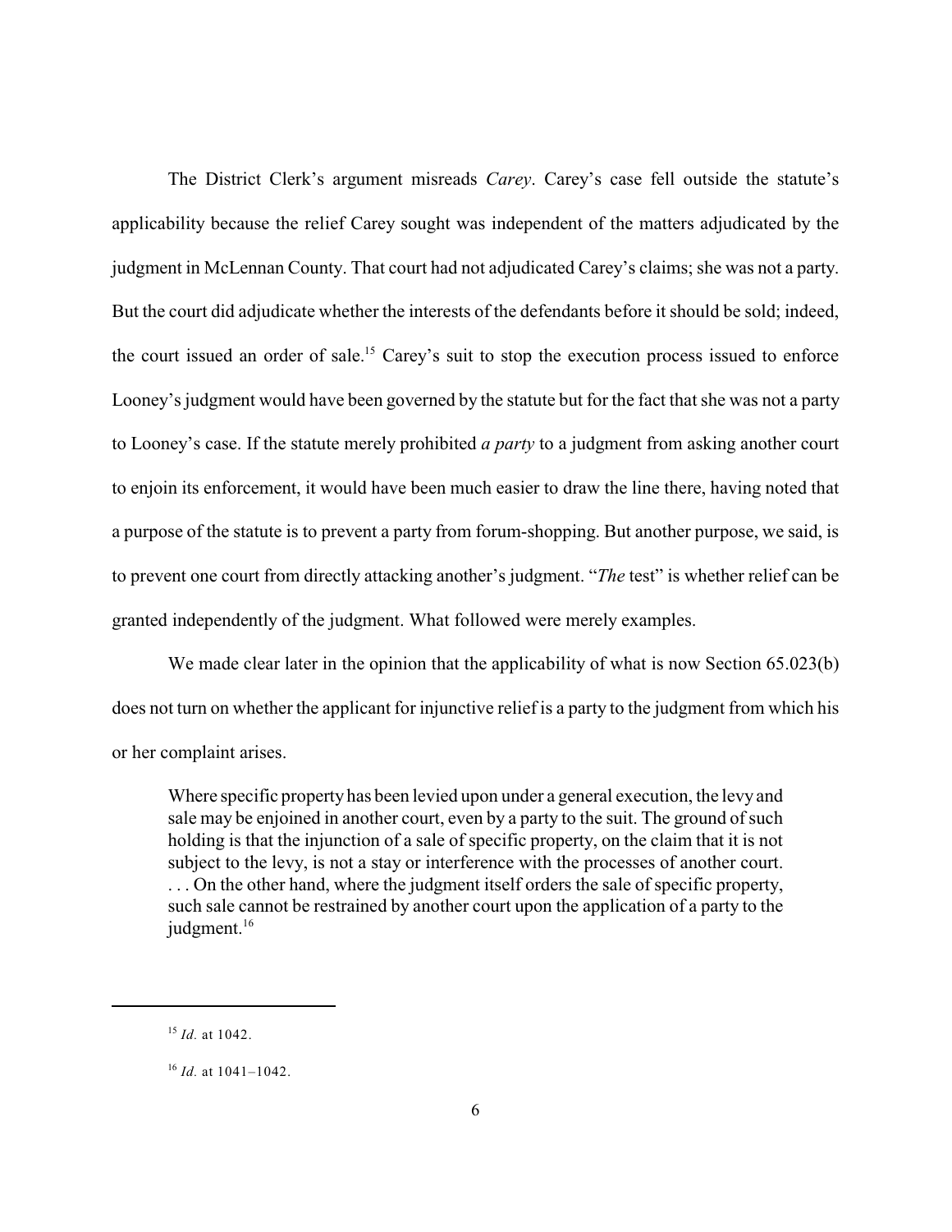The District Clerk's argument misreads *Carey*. Carey's case fell outside the statute's applicability because the relief Carey sought was independent of the matters adjudicated by the judgment in McLennan County. That court had not adjudicated Carey's claims; she was not a party. But the court did adjudicate whether the interests of the defendants before it should be sold; indeed, the court issued an order of sale.[15] Carey's suit to stop the execution process issued to enforce Looney's judgment would have been governed by the statute but for the fact that she was not a party to Looney's case. If the statute merely prohibited *a party* to a judgment from asking another court to enjoin its enforcement, it would have been much easier to draw the line there, having noted that a purpose of the statute is to prevent a party from forum-shopping. But another purpose, we said, is to prevent one court from directly attacking another's judgment. "*The* test" is whether relief can be granted independently of the judgment. What followed were merely examples.

We made clear later in the opinion that the applicability of what is now Section 65.023(b) does not turn on whether the applicant for injunctive relief is a party to the judgment from which his or her complaint arises.

> Where specific property has been levied upon under a general execution, the levy and sale may be enjoined in another court, even by a party to the suit. The ground of such holding is that the injunction of a sale of specific property, on the claim that it is not subject to the levy, is not a stay or interference with the processes of another court. . . . On the other hand, where the judgment itself orders the sale of specific property, such sale cannot be restrained by another court upon the application of a party to the judgment.[16]

---

[15] *Id.* at 1042.

[16] *Id.* at 1041–1042.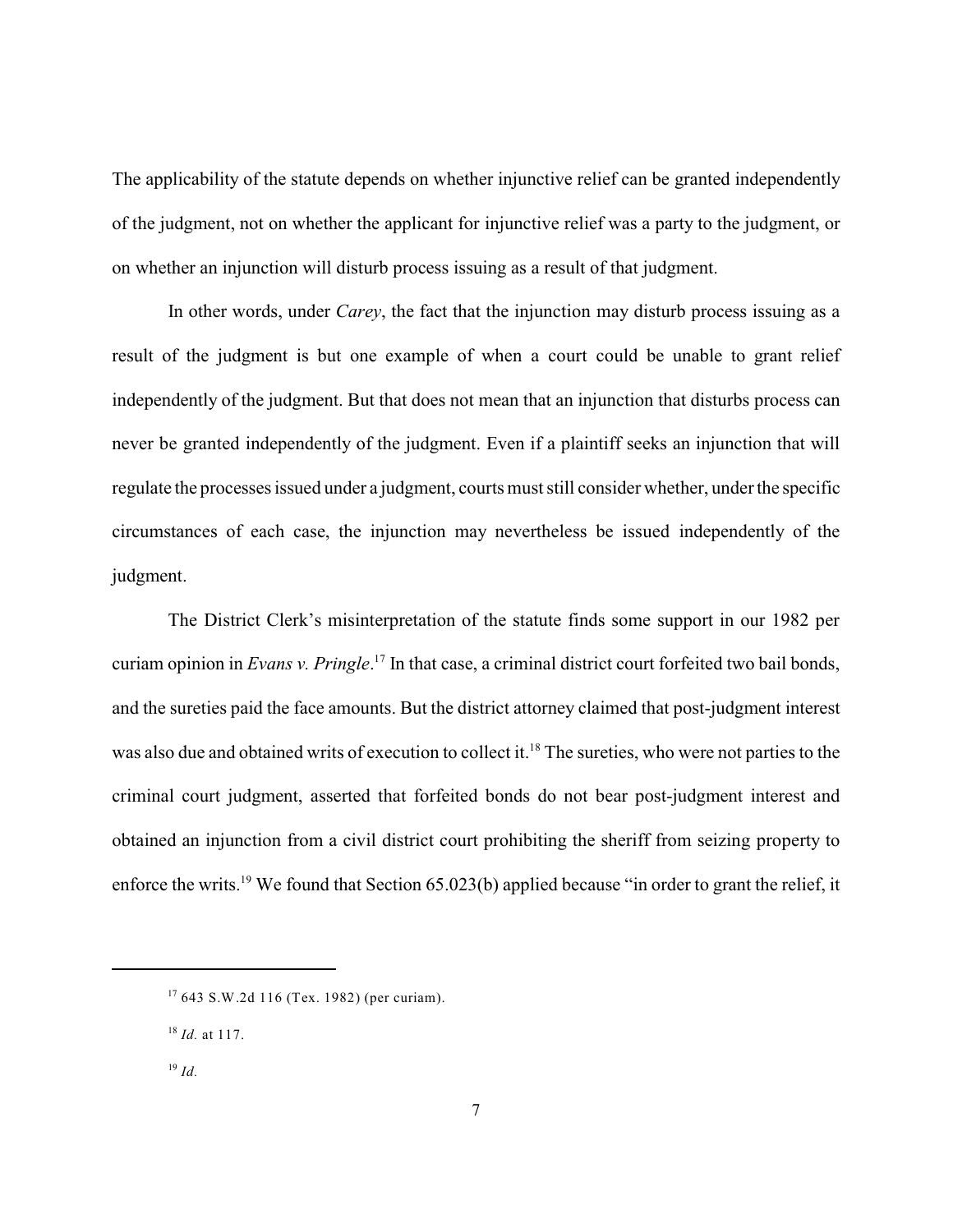The applicability of the statute depends on whether injunctive relief can be granted independently of the judgment, not on whether the applicant for injunctive relief was a party to the judgment, or on whether an injunction will disturb process issuing as a result of that judgment.

In other words, under *Carey*, the fact that the injunction may disturb process issuing as a result of the judgment is but one example of when a court could be unable to grant relief independently of the judgment. But that does not mean that an injunction that disturbs process can never be granted independently of the judgment. Even if a plaintiff seeks an injunction that will regulate the processes issued under a judgment, courts must still consider whether, under the specific circumstances of each case, the injunction may nevertheless be issued independently of the judgment.

The District Clerk's misinterpretation of the statute finds some support in our 1982 per curiam opinion in *Evans v. Pringle*.[17] In that case, a criminal district court forfeited two bail bonds, and the sureties paid the face amounts. But the district attorney claimed that post-judgment interest was also due and obtained writs of execution to collect it.[18] The sureties, who were not parties to the criminal court judgment, asserted that forfeited bonds do not bear post-judgment interest and obtained an injunction from a civil district court prohibiting the sheriff from seizing property to enforce the writs.[19] We found that Section 65.023(b) applied because "in order to grant the relief, it

---

[17] 643 S.W.2d 116 (Tex. 1982) (per curiam).

[18] *Id.* at 117.

[19] *Id.*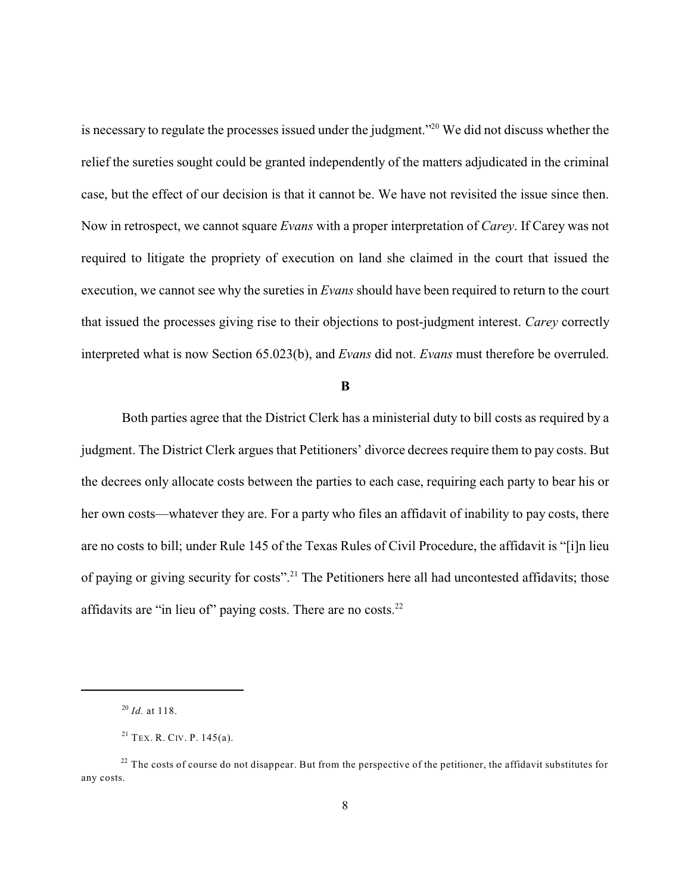is necessary to regulate the processes issued under the judgment."[20] We did not discuss whether the relief the sureties sought could be granted independently of the matters adjudicated in the criminal case, but the effect of our decision is that it cannot be. We have not revisited the issue since then. Now in retrospect, we cannot square *Evans* with a proper interpretation of *Carey*. If Carey was not required to litigate the propriety of execution on land she claimed in the court that issued the execution, we cannot see why the sureties in *Evans* should have been required to return to the court that issued the processes giving rise to their objections to post-judgment interest. *Carey* correctly interpreted what is now Section 65.023(b), and *Evans* did not. *Evans* must therefore be overruled.

**B**

Both parties agree that the District Clerk has a ministerial duty to bill costs as required by a judgment. The District Clerk argues that Petitioners' divorce decrees require them to pay costs. But the decrees only allocate costs between the parties to each case, requiring each party to bear his or her own costs—whatever they are. For a party who files an affidavit of inability to pay costs, there are no costs to bill; under Rule 145 of the Texas Rules of Civil Procedure, the affidavit is "[i]n lieu of paying or giving security for costs".[21] The Petitioners here all had uncontested affidavits; those affidavits are "in lieu of" paying costs. There are no costs.[22]

---

[20] *Id.* at 118.

[21] TEX. R. CIV. P. 145(a).

[22] The costs of course do not disappear. But from the perspective of the petitioner, the affidavit substitutes for any costs.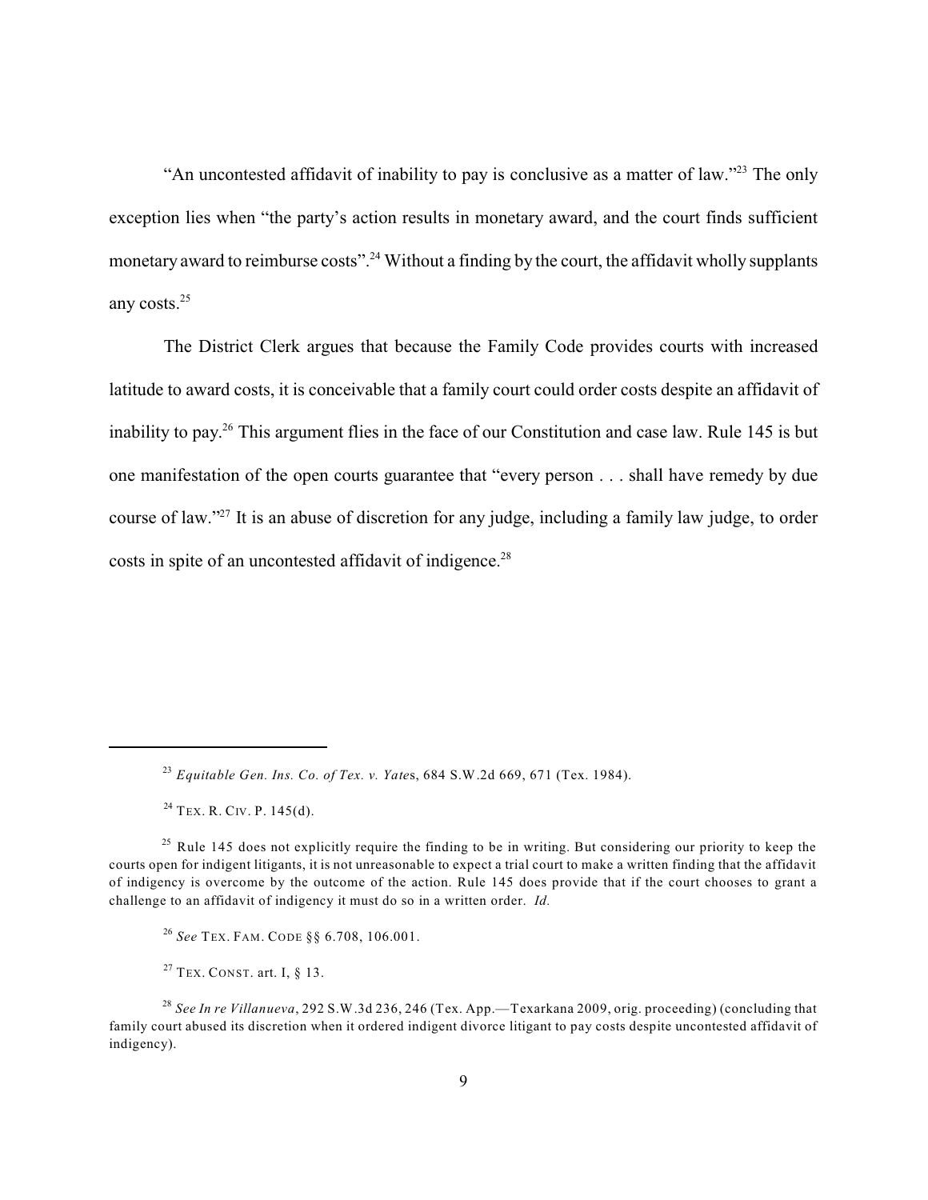"An uncontested affidavit of inability to pay is conclusive as a matter of law."[23] The only exception lies when "the party's action results in monetary award, and the court finds sufficient monetary award to reimburse costs".[24] Without a finding by the court, the affidavit wholly supplants any costs.[25]

The District Clerk argues that because the Family Code provides courts with increased latitude to award costs, it is conceivable that a family court could order costs despite an affidavit of inability to pay.[26] This argument flies in the face of our Constitution and case law. Rule 145 is but one manifestation of the open courts guarantee that "every person . . . shall have remedy by due course of law."[27] It is an abuse of discretion for any judge, including a family law judge, to order costs in spite of an uncontested affidavit of indigence.[28]

---

[23] *Equitable Gen. Ins. Co. of Tex. v. Yates*, 684 S.W.2d 669, 671 (Tex. 1984).

[24] TEX. R. CIV. P. 145(d).

[25] Rule 145 does not explicitly require the finding to be in writing. But considering our priority to keep the courts open for indigent litigants, it is not unreasonable to expect a trial court to make a written finding that the affidavit of indigency is overcome by the outcome of the action. Rule 145 does provide that if the court chooses to grant a challenge to an affidavit of indigency it must do so in a written order. *Id.*

[26] *See* TEX. FAM. CODE §§ 6.708, 106.001.

[27] TEX. CONST. art. I, § 13.

[28] *See In re Villanueva*, 292 S.W.3d 236, 246 (Tex. App.—Texarkana 2009, orig. proceeding) (concluding that family court abused its discretion when it ordered indigent divorce litigant to pay costs despite uncontested affidavit of indigency).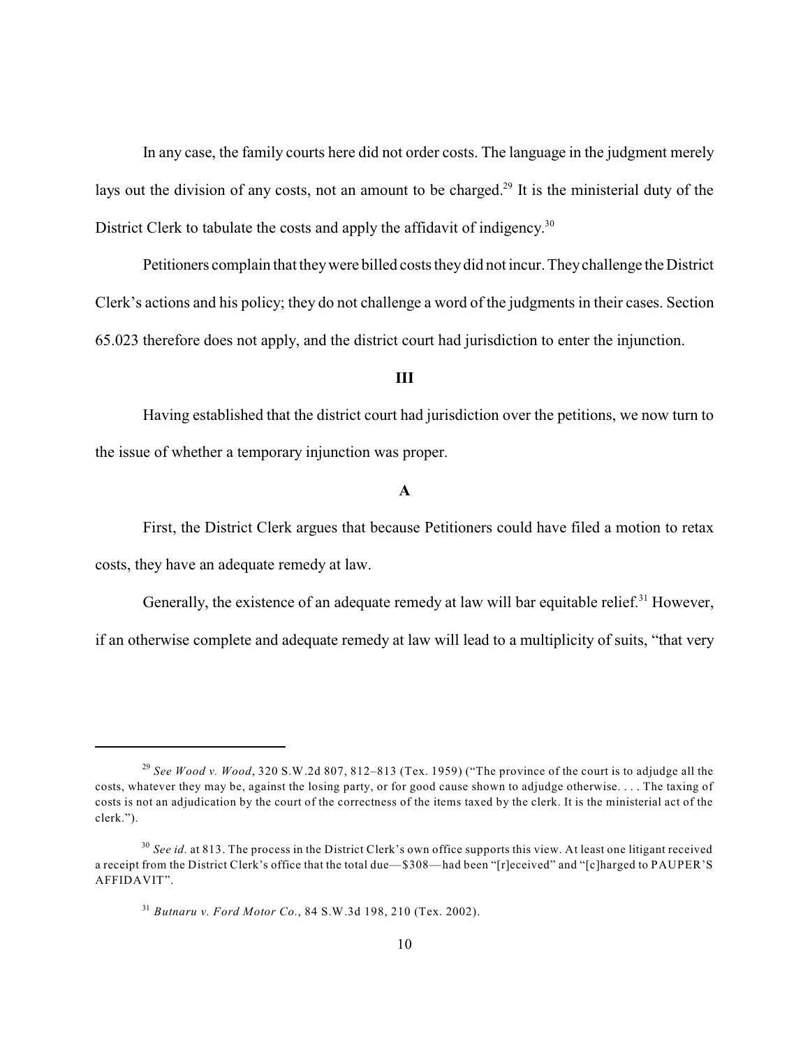In any case, the family courts here did not order costs. The language in the judgment merely lays out the division of any costs, not an amount to be charged.[29] It is the ministerial duty of the District Clerk to tabulate the costs and apply the affidavit of indigency.[30]

Petitioners complain that they were billed costs they did not incur. They challenge the District Clerk's actions and his policy; they do not challenge a word of the judgments in their cases. Section 65.023 therefore does not apply, and the district court had jurisdiction to enter the injunction.

### III

Having established that the district court had jurisdiction over the petitions, we now turn to the issue of whether a temporary injunction was proper.

#### A

First, the District Clerk argues that because Petitioners could have filed a motion to retax costs, they have an adequate remedy at law.

Generally, the existence of an adequate remedy at law will bar equitable relief.[31] However, if an otherwise complete and adequate remedy at law will lead to a multiplicity of suits, "that very

---

[29] *See Wood v. Wood*, 320 S.W.2d 807, 812–813 (Tex. 1959) ("The province of the court is to adjudge all the costs, whatever they may be, against the losing party, or for good cause shown to adjudge otherwise. . . . The taxing of costs is not an adjudication by the court of the correctness of the items taxed by the clerk. It is the ministerial act of the clerk.").

[30] *See id.* at 813. The process in the District Clerk's own office supports this view. At least one litigant received a receipt from the District Clerk's office that the total due—$308—had been "[r]eceived" and "[c]harged to PAUPER'S AFFIDAVIT".

[31] *Butnaru v. Ford Motor Co.*, 84 S.W.3d 198, 210 (Tex. 2002).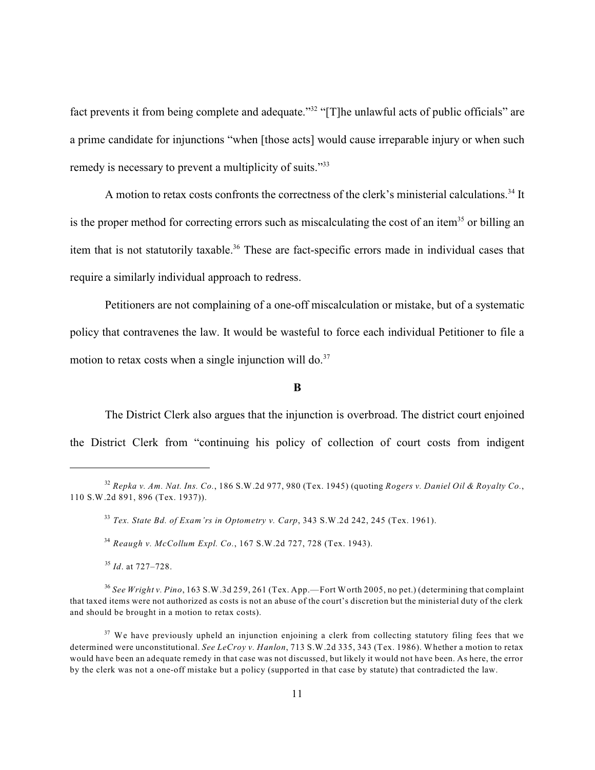fact prevents it from being complete and adequate."[32] "[T]he unlawful acts of public officials" are a prime candidate for injunctions "when [those acts] would cause irreparable injury or when such remedy is necessary to prevent a multiplicity of suits."[33]

A motion to retax costs confronts the correctness of the clerk's ministerial calculations.[34] It is the proper method for correcting errors such as miscalculating the cost of an item[35] or billing an item that is not statutorily taxable.[36] These are fact-specific errors made in individual cases that require a similarly individual approach to redress.

Petitioners are not complaining of a one-off miscalculation or mistake, but of a systematic policy that contravenes the law. It would be wasteful to force each individual Petitioner to file a motion to retax costs when a single injunction will do.[37]

**B**

The District Clerk also argues that the injunction is overbroad. The district court enjoined the District Clerk from "continuing his policy of collection of court costs from indigent

---

[32] *Repka v. Am. Nat. Ins. Co.*, 186 S.W.2d 977, 980 (Tex. 1945) (quoting *Rogers v. Daniel Oil & Royalty Co.*, 110 S.W.2d 891, 896 (Tex. 1937)).

[33] *Tex. State Bd. of Exam'rs in Optometry v. Carp*, 343 S.W.2d 242, 245 (Tex. 1961).

[34] *Reaugh v. McCollum Expl. Co.*, 167 S.W.2d 727, 728 (Tex. 1943).

[35] *Id*. at 727–728.

[36] *See Wright v. Pino*, 163 S.W.3d 259, 261 (Tex. App.—Fort Worth 2005, no pet.) (determining that complaint that taxed items were not authorized as costs is not an abuse of the court's discretion but the ministerial duty of the clerk and should be brought in a motion to retax costs).

[37] We have previously upheld an injunction enjoining a clerk from collecting statutory filing fees that we determined were unconstitutional. *See LeCroy v. Hanlon*, 713 S.W.2d 335, 343 (Tex. 1986). Whether a motion to retax would have been an adequate remedy in that case was not discussed, but likely it would not have been. As here, the error by the clerk was not a one-off mistake but a policy (supported in that case by statute) that contradicted the law.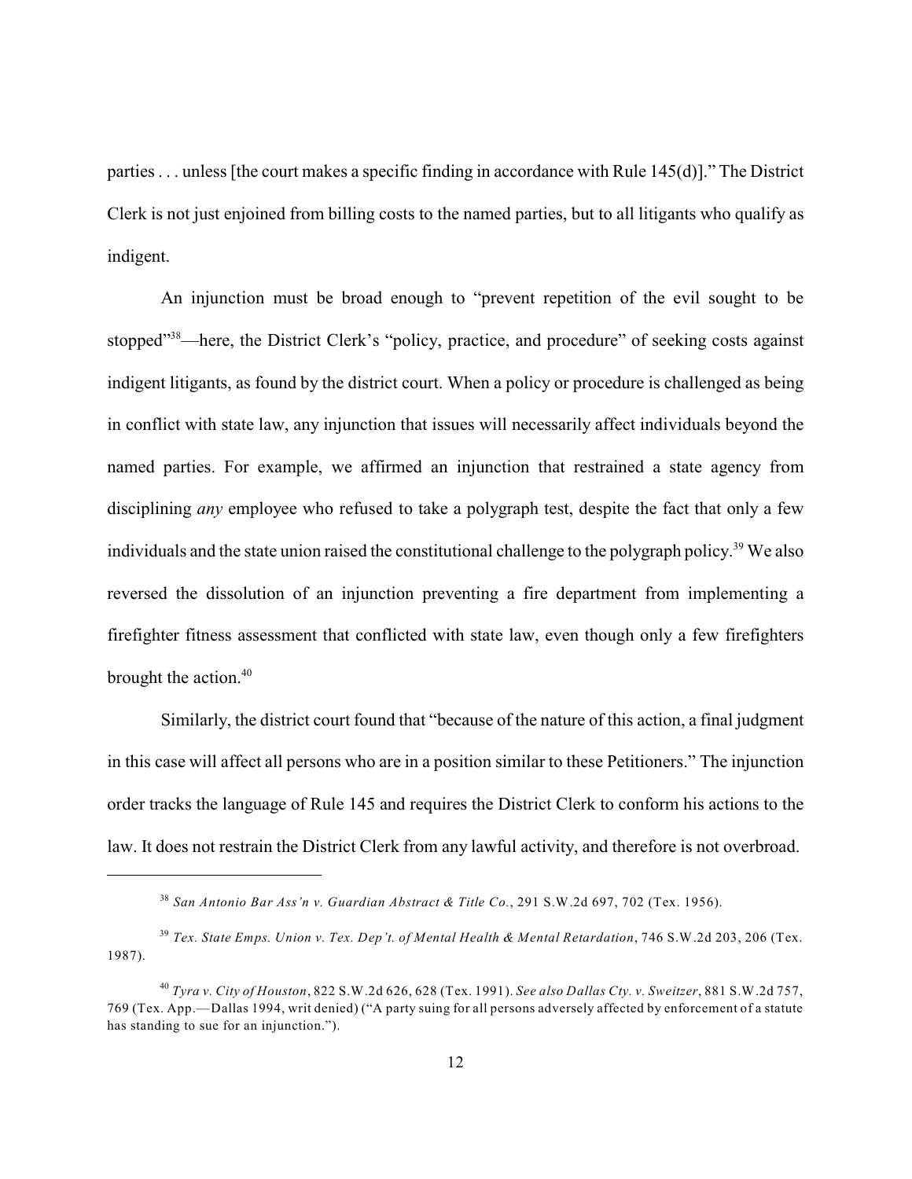parties . . . unless [the court makes a specific finding in accordance with Rule 145(d)]." The District Clerk is not just enjoined from billing costs to the named parties, but to all litigants who qualify as indigent.

An injunction must be broad enough to "prevent repetition of the evil sought to be stopped"[38]—here, the District Clerk's "policy, practice, and procedure" of seeking costs against indigent litigants, as found by the district court. When a policy or procedure is challenged as being in conflict with state law, any injunction that issues will necessarily affect individuals beyond the named parties. For example, we affirmed an injunction that restrained a state agency from disciplining *any* employee who refused to take a polygraph test, despite the fact that only a few individuals and the state union raised the constitutional challenge to the polygraph policy.[39] We also reversed the dissolution of an injunction preventing a fire department from implementing a firefighter fitness assessment that conflicted with state law, even though only a few firefighters brought the action.[40]

Similarly, the district court found that "because of the nature of this action, a final judgment in this case will affect all persons who are in a position similar to these Petitioners." The injunction order tracks the language of Rule 145 and requires the District Clerk to conform his actions to the law. It does not restrain the District Clerk from any lawful activity, and therefore is not overbroad.

---

[38] *San Antonio Bar Ass'n v. Guardian Abstract & Title Co.*, 291 S.W.2d 697, 702 (Tex. 1956).

[39] *Tex. State Emps. Union v. Tex. Dep't. of Mental Health & Mental Retardation*, 746 S.W.2d 203, 206 (Tex. 1987).

[40] *Tyra v. City of Houston*, 822 S.W.2d 626, 628 (Tex. 1991). *See also Dallas Cty. v. Sweitzer*, 881 S.W.2d 757, 769 (Tex. App.—Dallas 1994, writ denied) ("A party suing for all persons adversely affected by enforcement of a statute has standing to sue for an injunction.").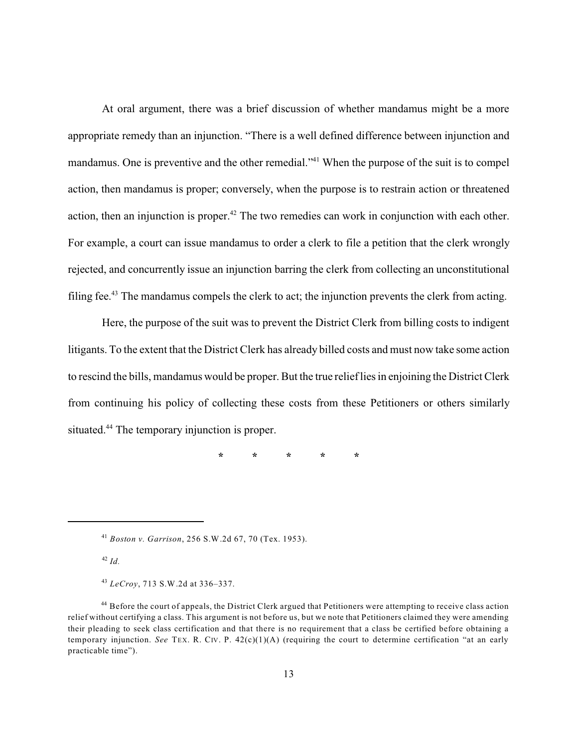At oral argument, there was a brief discussion of whether mandamus might be a more appropriate remedy than an injunction. "There is a well defined difference between injunction and mandamus. One is preventive and the other remedial."[41] When the purpose of the suit is to compel action, then mandamus is proper; conversely, when the purpose is to restrain action or threatened action, then an injunction is proper.[42] The two remedies can work in conjunction with each other. For example, a court can issue mandamus to order a clerk to file a petition that the clerk wrongly rejected, and concurrently issue an injunction barring the clerk from collecting an unconstitutional filing fee.[43] The mandamus compels the clerk to act; the injunction prevents the clerk from acting.

Here, the purpose of the suit was to prevent the District Clerk from billing costs to indigent litigants. To the extent that the District Clerk has already billed costs and must now take some action to rescind the bills, mandamus would be proper. But the true relief lies in enjoining the District Clerk from continuing his policy of collecting these costs from these Petitioners or others similarly situated.[44] The temporary injunction is proper.

\* \* \* \* \*

---

[41] *Boston v. Garrison*, 256 S.W.2d 67, 70 (Tex. 1953).

[42] *Id.*

[43] *LeCroy*, 713 S.W.2d at 336–337.

[44] Before the court of appeals, the District Clerk argued that Petitioners were attempting to receive class action relief without certifying a class. This argument is not before us, but we note that Petitioners claimed they were amending their pleading to seek class certification and that there is no requirement that a class be certified before obtaining a temporary injunction. *See* TEX. R. CIV. P. 42(c)(1)(A) (requiring the court to determine certification "at an early practicable time").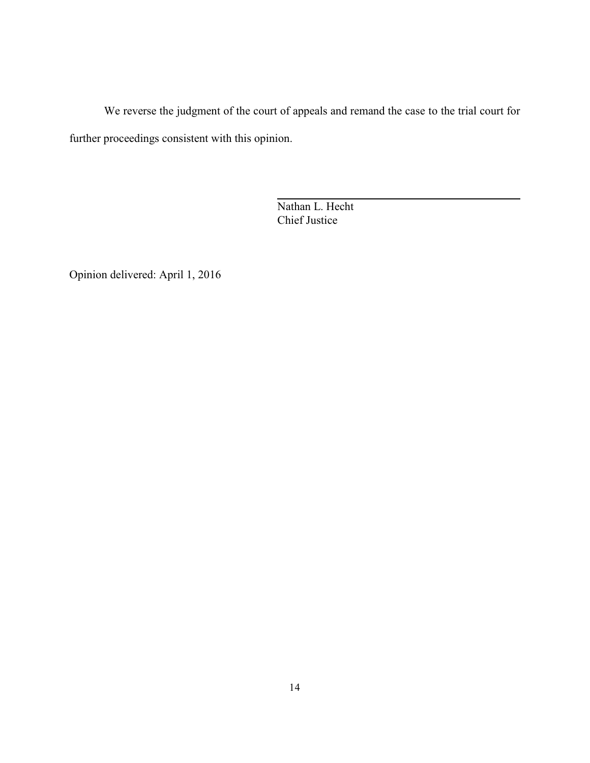We reverse the judgment of the court of appeals and remand the case to the trial court for further proceedings consistent with this opinion.

Nathan L. Hecht
Chief Justice

Opinion delivered: April 1, 2016